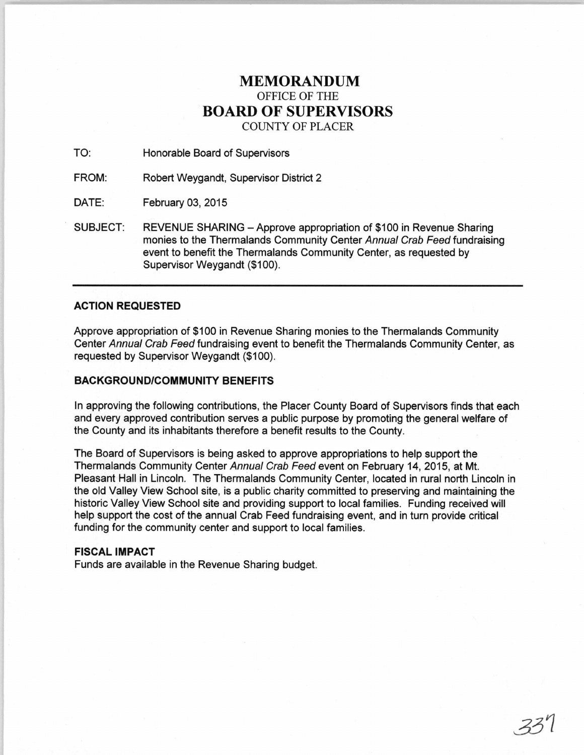# MEMORANDUM

OFFICE OF THE

# BOARD OF SUPERVISORS

COUNTY OF PLACER

TO: Honorable Board of Supervisors

FROM: Robert Weygandt, Supervisor District 2

DATE: February 03, 2015

SUBJECT: REVENUE SHARING – Approve appropriation of $100 in Revenue Sharing monies to the Thermalands Community Center *Annual Crab Feed* fundraising event to benefit the Thermalands Community Center, as requested by Supervisor Weygandt ($100).

---

**ACTION REQUESTED**

Approve appropriation of $100 in Revenue Sharing monies to the Thermalands Community Center *Annual Crab Feed* fundraising event to benefit the Thermalands Community Center, as requested by Supervisor Weygandt ($100).

**BACKGROUND/COMMUNITY BENEFITS**

In approving the following contributions, the Placer County Board of Supervisors finds that each and every approved contribution serves a public purpose by promoting the general welfare of the County and its inhabitants therefore a benefit results to the County.

The Board of Supervisors is being asked to approve appropriations to help support the Thermalands Community Center *Annual Crab Feed* event on February 14, 2015, at Mt. Pleasant Hall in Lincoln. The Thermalands Community Center, located in rural north Lincoln in the old Valley View School site, is a public charity committed to preserving and maintaining the historic Valley View School site and providing support to local families. Funding received will help support the cost of the annual Crab Feed fundraising event, and in turn provide critical funding for the community center and support to local families.

**FISCAL IMPACT**

Funds are available in the Revenue Sharing budget.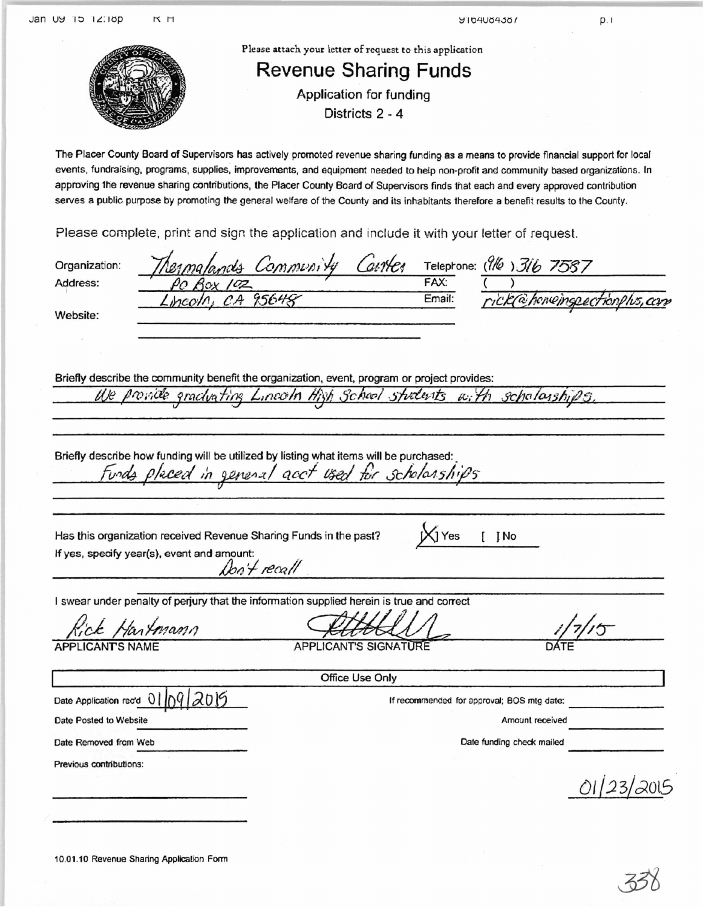Please attach your letter of request to this application

# Revenue Sharing Funds

Application for funding

Districts 2 - 4

The Placer County Board of Supervisors has actively promoted revenue sharing funding as a means to provide financial support for local events, fundraising, programs, supplies, improvements, and equipment needed to help non-profit and community based organizations. In approving the revenue sharing contributions, the Placer County Board of Supervisors finds that each and every approved contribution serves a public purpose by promoting the general welfare of the County and its inhabitants therefore a benefit results to the County.

Please complete, print and sign the application and include it with your letter of request.

Organization: Thermalands Community Center

Telephone: (916) 316 7587

Address: PO Box 102, Lincoln, CA 95648

FAX: ( )

Email: rick@homeinspectionplus.com

Website:

Briefly describe the community benefit the organization, event, program or project provides:

We provide graduating Lincoln High School students with scholarships.

Briefly describe how funding will be utilized by listing what items will be purchased:

Funds placed in general acct used for scholarships

Has this organization received Revenue Sharing Funds in the past? [X] Yes [ ] No

If yes, specify year(s), event and amount:

Don't recall

I swear under penalty of perjury that the information supplied herein is true and correct

Rick Hartmann — APPLICANT'S NAME

[signature] — APPLICANT'S SIGNATURE

1/7/15 — DATE

| Office Use Only | |
|---|---|
| Date Application rec'd 01/09/2015 | If recommended for approval; BOS mtg date: |
| Date Posted to Website | Amount received |
| Date Removed from Web | Date funding check mailed |
| Previous contributions: | |

01/23/2015

10.01.10 Revenue Sharing Application Form